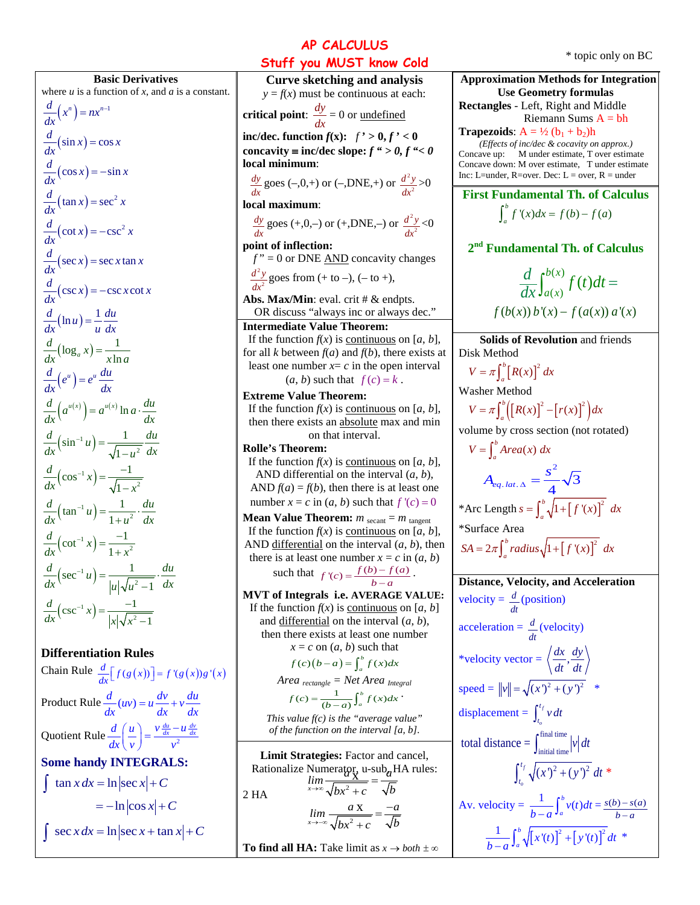# AP CALCULUS
## Stuff you MUST know Cold

\* topic only on BC

### Basic Derivatives

where $u$ is a function of $x$, and $a$ is a constant.

$$\frac{d}{dx}\left(x^n\right) = nx^{n-1}$$

$$\frac{d}{dx}\left(\sin x\right) = \cos x$$

$$\frac{d}{dx}\left(\cos x\right) = -\sin x$$

$$\frac{d}{dx}\left(\tan x\right) = \sec^2 x$$

$$\frac{d}{dx}\left(\cot x\right) = -\csc^2 x$$

$$\frac{d}{dx}\left(\sec x\right) = \sec x \tan x$$

$$\frac{d}{dx}\left(\csc x\right) = -\csc x \cot x$$

$$\frac{d}{dx}\left(\ln u\right) = \frac{1}{u}\frac{du}{dx}$$

$$\frac{d}{dx}\left(\log_a x\right) = \frac{1}{x \ln a}$$

$$\frac{d}{dx}\left(e^u\right) = e^u \frac{du}{dx}$$

$$\frac{d}{dx}\left(a^{u(x)}\right) = a^{u(x)} \ln a \cdot \frac{du}{dx}$$

$$\frac{d}{dx}\left(\sin^{-1} u\right) = \frac{1}{\sqrt{1-u^2}}\frac{du}{dx}$$

$$\frac{d}{dx}\left(\cos^{-1} x\right) = \frac{-1}{\sqrt{1-x^2}}$$

$$\frac{d}{dx}\left(\tan^{-1} u\right) = \frac{1}{1+u^2}\cdot\frac{du}{dx}$$

$$\frac{d}{dx}\left(\cot^{-1} x\right) = \frac{-1}{1+x^2}$$

$$\frac{d}{dx}\left(\sec^{-1} u\right) = \frac{1}{|u|\sqrt{u^2-1}}\cdot\frac{du}{dx}$$

$$\frac{d}{dx}\left(\csc^{-1} x\right) = \frac{-1}{|x|\sqrt{x^2-1}}$$

### Differentiation Rules

Chain Rule $\frac{d}{dx}\left[f(g(x))\right] = f'(g(x))g'(x)$

Product Rule $\frac{d}{dx}(uv) = u\frac{dv}{dx} + v\frac{du}{dx}$

Quotient Rule $\frac{d}{dx}\left(\frac{u}{v}\right) = \frac{v\frac{du}{dx} - u\frac{dv}{dx}}{v^2}$

### Some handy INTEGRALS:

$$\int \tan x\, dx = \ln|\sec x| + C$$

$$= -\ln|\cos x| + C$$

$$\int \sec x\, dx = \ln|\sec x + \tan x| + C$$

### Curve sketching and analysis

$y = f(x)$ must be continuous at each:

**critical point**: $\frac{dy}{dx} = 0$ or undefined

**inc/dec. function $f(x)$:** $f' > 0, f' < 0$

**concavity ≡ inc/dec slope:** $f'' > 0, f'' < 0$

**local minimum**:

$\frac{dy}{dx}$ goes (–,0,+) or (–,DNE,+) or $\frac{d^2y}{dx^2} > 0$

**local maximum**:

$\frac{dy}{dx}$ goes (+,0,–) or (+,DNE,–) or $\frac{d^2y}{dx^2} < 0$

**point of inflection:**

$f'' = 0$ or DNE AND concavity changes

$\frac{d^2y}{dx^2}$ goes from (+ to –), (– to +),

**Abs. Max/Min**: eval. crit # & endpts.

OR discuss "always inc or always dec."

### Intermediate Value Theorem:

If the function $f(x)$ is continuous on $[a, b]$, for all $k$ between $f(a)$ and $f(b)$, there exists at least one number $x = c$ in the open interval $(a, b)$ such that $f(c) = k$.

### Extreme Value Theorem:

If the function $f(x)$ is continuous on $[a, b]$, then there exists an absolute max and min on that interval.

### Rolle's Theorem:

If the function $f(x)$ is continuous on $[a, b]$, AND differential on the interval $(a, b)$, AND $f(a) = f(b)$, then there is at least one number $x = c$ in $(a, b)$ such that $f'(c) = 0$

### Mean Value Theorem: $m_{secant} = m_{tangent}$

If the function $f(x)$ is continuous on $[a, b]$, AND differential on the interval $(a, b)$, then there is at least one number $x = c$ in $(a, b)$ such that $f'(c) = \frac{f(b) - f(a)}{b-a}$.

### MVT of Integrals i.e. AVERAGE VALUE:

If the function $f(x)$ is continuous on $[a, b]$ and differential on the interval $(a, b)$, then there exists at least one number $x = c$ on $(a, b)$ such that

$$f(c)(b-a) = \int_a^b f(x)dx$$

$$Area_{rectangle} = Net\ Area_{Integral}$$

$$f(c) = \frac{1}{(b-a)}\int_a^b f(x)dx.$$

*This value f(c) is the "average value" of the function on the interval [a, b].*

### Limit Strategies:

Factor and cancel, Rationalize Numerator, u-sub, HA rules:

2 HA

$$\lim_{x\to\infty}\frac{ax}{\sqrt{bx^2+c}} = \frac{a}{\sqrt{b}}$$

$$\lim_{x\to-\infty}\frac{ax}{\sqrt{bx^2+c}} = \frac{-a}{\sqrt{b}}$$

**To find all HA:** Take limit as $x \to both \pm\infty$

### Approximation Methods for Integration

**Use Geometry formulas**

**Rectangles** - Left, Right and Middle Riemann Sums $A = bh$

**Trapezoids**: $A = \frac{1}{2}(b_1 + b_2)h$

*(Effects of inc/dec & cocavity on approx.)*

Concave up: M under estimate, T over estimate

Concave down: M over estimate, T under estimate

Inc: L=under, R=over. Dec: L = over, R = under

### First Fundamental Th. of Calculus

$$\int_a^b f'(x)dx = f(b) - f(a)$$

### 2nd Fundamental Th. of Calculus

$$\frac{d}{dx}\int_{a(x)}^{b(x)} f(t)dt = f(b(x))\,b'(x) - f(a(x))\,a'(x)$$

### Solids of Revolution and friends

Disk Method

$$V = \pi\int_a^b \left[R(x)\right]^2 dx$$

Washer Method

$$V = \pi\int_a^b \left(\left[R(x)\right]^2 - \left[r(x)\right]^2\right)dx$$

volume by cross section (not rotated)

$$V = \int_a^b Area(x)\, dx$$

$$A_{eq.\,lat.\,\Delta} = \frac{s^2}{4}\sqrt{3}$$

\*Arc Length $s = \int_a^b \sqrt{1 + \left[f'(x)\right]^2}\ dx$

\*Surface Area

$$SA = 2\pi\int_a^b radius\sqrt{1 + \left[f'(x)\right]^2}\ dx$$

### Distance, Velocity, and Acceleration

velocity = $\frac{d}{dt}$(position)

acceleration = $\frac{d}{dt}$(velocity)

\*velocity vector = $\left\langle \frac{dx}{dt}, \frac{dy}{dt} \right\rangle$

speed = $\|v\| = \sqrt{(x')^2 + (y')^2}$ \*

displacement = $\int_{t_o}^{t_f} v\, dt$

total distance = $\int_{\text{initial time}}^{\text{final time}} |v|\, dt$

$$\int_{t_o}^{t_f} \sqrt{(x')^2 + (y')^2}\ dt \ *$$

Av. velocity = $\frac{1}{b-a}\int_a^b v(t)dt = \frac{s(b) - s(a)}{b-a}$

$$\frac{1}{b-a}\int_a^b \sqrt{\left[x'(t)\right]^2 + \left[y'(t)\right]^2}\, dt \ *$$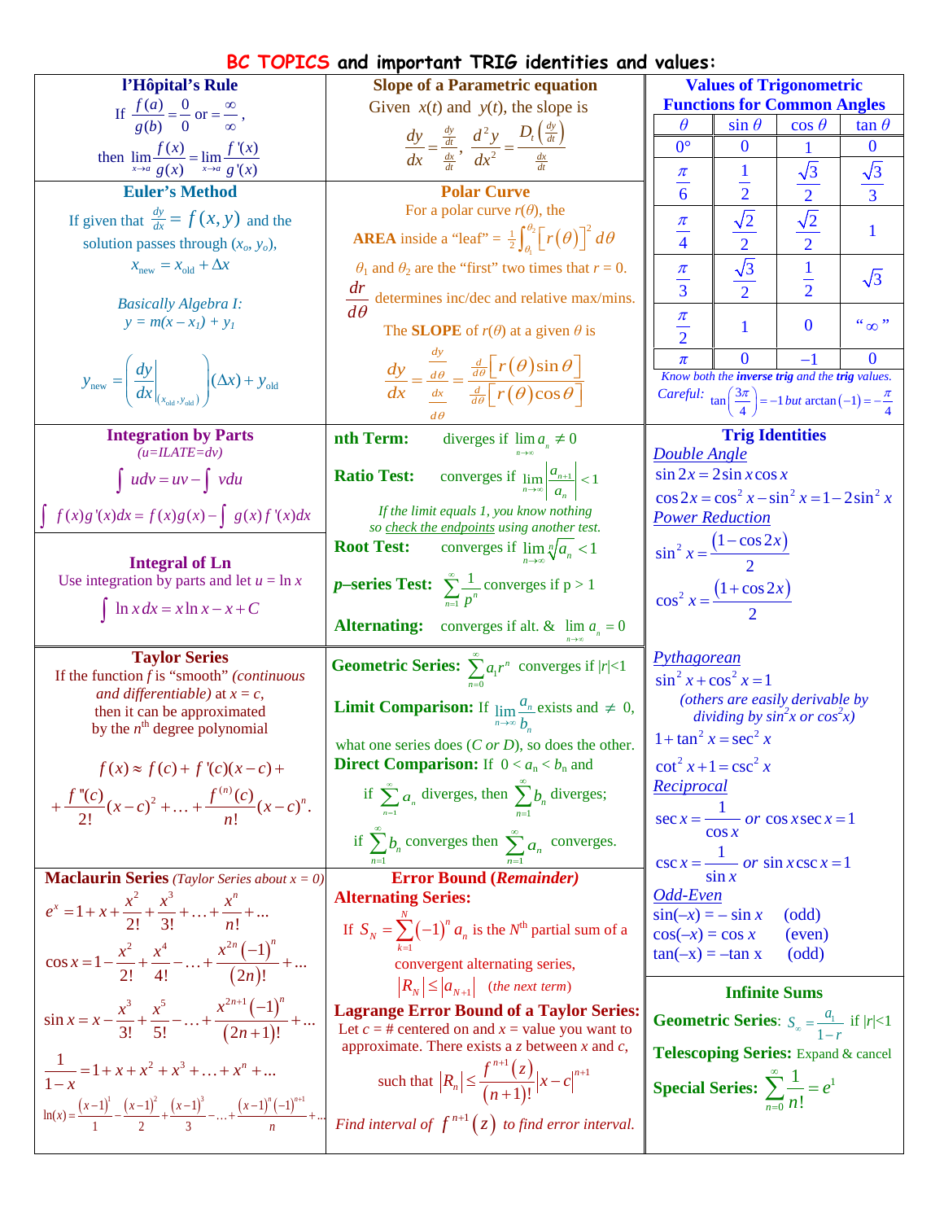# BC TOPICS and important TRIG identities and values:

### l'Hôpital's Rule

If $\frac{f(a)}{g(b)} = \frac{0}{0}$ or $= \frac{\infty}{\infty}$,

then $\lim_{x\to a} \frac{f(x)}{g(x)} = \lim_{x\to a} \frac{f'(x)}{g'(x)}$

### Euler's Method

If given that $\frac{dy}{dx} = f(x, y)$ and the solution passes through $(x_o, y_o)$,

$x_{\text{new}} = x_{\text{old}} + \Delta x$

*Basically Algebra I:*
$y = m(x - x_1) + y_1$

$$y_{\text{new}} = \left( \frac{dy}{dx}\bigg|_{(x_{\text{old}}, y_{\text{old}})} \right)(\Delta x) + y_{\text{old}}$$

### Integration by Parts

*(u=ILATE=dv)*

$$\int u\,dv = uv - \int v\,du$$

$$\int f(x)g'(x)dx = f(x)g(x) - \int g(x)f'(x)dx$$

### Integral of Ln

Use integration by parts and let $u = \ln x$

$$\int \ln x\,dx = x\ln x - x + C$$

### Taylor Series

If the function $f$ is "smooth" *(continuous and differentiable)* at $x = c$, then it can be approximated by the $n^{\text{th}}$ degree polynomial

$$f(x) \approx f(c) + f'(c)(x-c) + \frac{f''(c)}{2!}(x-c)^2 + \ldots + \frac{f^{(n)}(c)}{n!}(x-c)^n.$$

### Maclaurin Series *(Taylor Series about x = 0)*

$$e^x = 1 + x + \frac{x^2}{2!} + \frac{x^3}{3!} + \ldots + \frac{x^n}{n!} + \ldots$$

$$\cos x = 1 - \frac{x^2}{2!} + \frac{x^4}{4!} - \ldots + \frac{x^{2n}(-1)^n}{(2n)!} + \ldots$$

$$\sin x = x - \frac{x^3}{3!} + \frac{x^5}{5!} - \ldots + \frac{x^{2n+1}(-1)^n}{(2n+1)!} + \ldots$$

$$\frac{1}{1-x} = 1 + x + x^2 + x^3 + \ldots + x^n + \ldots$$

$$\ln(x) = \frac{(x-1)^1}{1} - \frac{(x-1)^2}{2} + \frac{(x-1)^3}{3} - \ldots + \frac{(x-1)^n(-1)^{n+1}}{n} + \ldots$$

### Slope of a Parametric equation

Given $x(t)$ and $y(t)$, the slope is

$$\frac{dy}{dx} = \frac{\frac{dy}{dt}}{\frac{dx}{dt}}, \quad \frac{d^2y}{dx^2} = \frac{D_t\left(\frac{dy}{dt}\right)}{\frac{dx}{dt}}$$

### Polar Curve

For a polar curve $r(\theta)$, the

**AREA** inside a "leaf" = $\frac{1}{2}\int_{\theta_1}^{\theta_2} \left[r(\theta)\right]^2 d\theta$

$\theta_1$ and $\theta_2$ are the "first" two times that $r = 0$.

$\frac{dr}{d\theta}$ determines inc/dec and relative max/mins.

The **SLOPE** of $r(\theta)$ at a given $\theta$ is

$$\frac{dy}{dx} = \frac{\frac{dy}{d\theta}}{\frac{dx}{d\theta}} = \frac{\frac{d}{d\theta}\left[r(\theta)\sin\theta\right]}{\frac{d}{d\theta}\left[r(\theta)\cos\theta\right]}$$

**nth Term:** diverges if $\lim_{n\to\infty} a_n \neq 0$

**Ratio Test:** converges if $\lim_{n\to\infty} \left|\frac{a_{n+1}}{a_n}\right| < 1$

*If the limit equals 1, you know nothing so check the endpoints using another test.*

**Root Test:** converges if $\lim_{n\to\infty} \sqrt[n]{a_n} < 1$

***p*–series Test:** $\sum_{n=1}^{\infty} \frac{1}{p^n}$ converges if p > 1

**Alternating:** converges if alt. & $\lim_{n\to\infty} a_n = 0$

**Geometric Series:** $\sum_{n=0}^{\infty} a_1 r^n$ converges if $|r|<1$

**Limit Comparison:** If $\lim_{n\to\infty} \frac{a_n}{b_n}$ exists and $\neq$ 0, what one series does (*C or D*), so does the other.

**Direct Comparison:** If $0 < a_n < b_n$ and

if $\sum_{n=1}^{\infty} a_n$ diverges, then $\sum_{n=1}^{\infty} b_n$ diverges;

if $\sum_{n=1}^{\infty} b_n$ converges then $\sum_{n=1}^{\infty} a_n$ converges.

### Error Bound (*Remainder*)

**Alternating Series:**

If $S_N = \sum_{k=1}^{N} (-1)^n a_n$ is the $N^{\text{th}}$ partial sum of a convergent alternating series,

$|R_N| \leq |a_{N+1}|$ *(the next term)*

**Lagrange Error Bound of a Taylor Series:**
Let $c$ = # centered on and $x$ = value you want to approximate. There exists a $z$ between $x$ and $c$,

such that $|R_n| \leq \frac{f^{n+1}(z)}{(n+1)!}|x-c|^{n+1}$

*Find interval of* $f^{n+1}(z)$ *to find error interval.*

### Values of Trigonometric Functions for Common Angles

| $\theta$ | $\sin\theta$ | $\cos\theta$ | $\tan\theta$ |
|---|---|---|---|
| $0°$ | $0$ | $1$ | $0$ |
| $\frac{\pi}{6}$ | $\frac{1}{2}$ | $\frac{\sqrt{3}}{2}$ | $\frac{\sqrt{3}}{3}$ |
| $\frac{\pi}{4}$ | $\frac{\sqrt{2}}{2}$ | $\frac{\sqrt{2}}{2}$ | $1$ |
| $\frac{\pi}{3}$ | $\frac{\sqrt{3}}{2}$ | $\frac{1}{2}$ | $\sqrt{3}$ |
| $\frac{\pi}{2}$ | $1$ | $0$ | "$\infty$" |
| $\pi$ | $0$ | $-1$ | $0$ |

*Know both the **inverse trig** and the **trig** values.*
*Careful:* $\tan\left(\frac{3\pi}{4}\right) = -1$ *but* $\arctan(-1) = -\frac{\pi}{4}$

### Trig Identities

*Double Angle*

$\sin 2x = 2\sin x\cos x$

$\cos 2x = \cos^2 x - \sin^2 x = 1 - 2\sin^2 x$

*Power Reduction*

$$\sin^2 x = \frac{(1-\cos 2x)}{2}$$

$$\cos^2 x = \frac{(1+\cos 2x)}{2}$$

*Pythagorean*

$\sin^2 x + \cos^2 x = 1$

*(others are easily derivable by dividing by $\sin^2 x$ or $\cos^2 x$)*

$1 + \tan^2 x = \sec^2 x$

$\cot^2 x + 1 = \csc^2 x$

*Reciprocal*

$\sec x = \frac{1}{\cos x}$ *or* $\cos x \sec x = 1$

$\csc x = \frac{1}{\sin x}$ *or* $\sin x \csc x = 1$

*Odd-Even*

$\sin(-x) = -\sin x$ (odd)
$\cos(-x) = \cos x$ (even)
$\tan(-x) = -\tan x$ (odd)

### Infinite Sums

**Geometric Series**: $S_\infty = \frac{a_1}{1-r}$ if $|r|<1$

**Telescoping Series:** Expand & cancel

**Special Series:** $\sum_{n=0}^{\infty} \frac{1}{n!} = e^1$